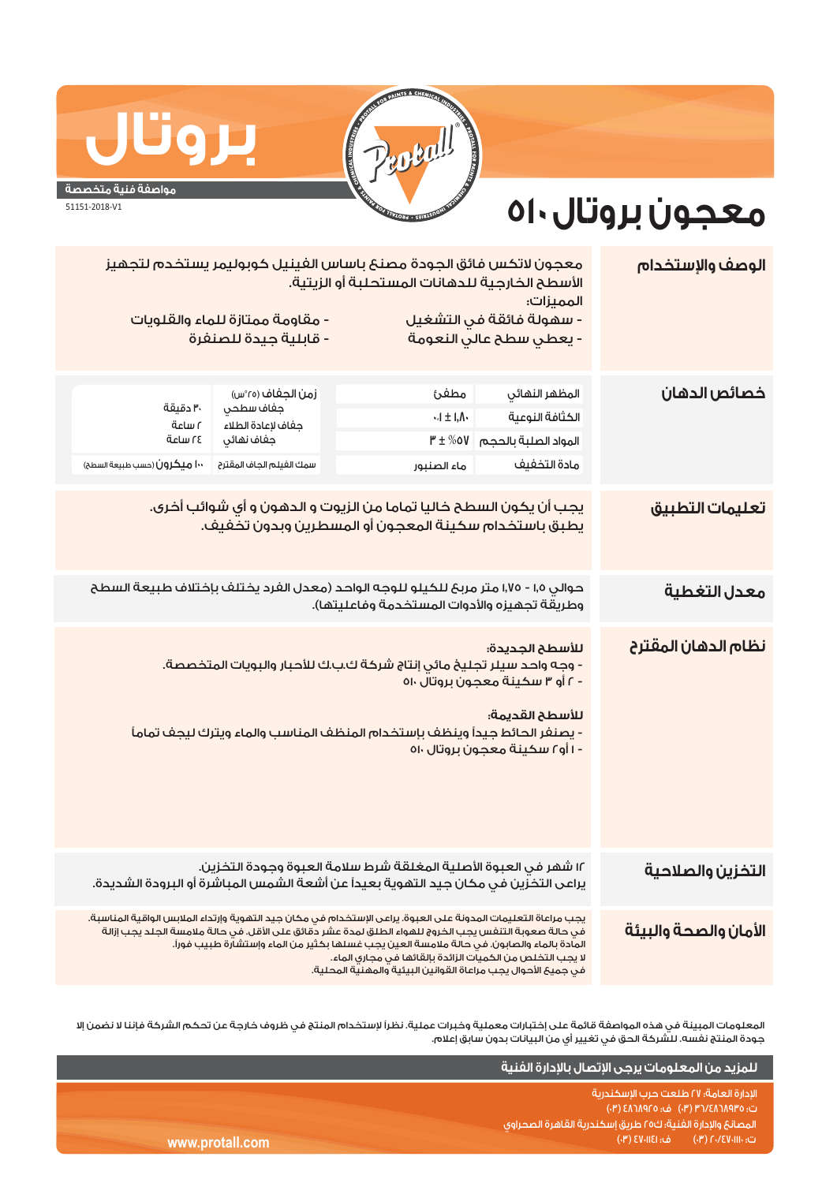# بروتال

**مواصفة فنية متخصصة**

51151-2018-V1

# معجون بروتال ٥١٠

## الوصف والإستخدام

معجون لاتكس فائق الجودة مصنع باساس الفينيل كوبوليمر يستخدم لتجهيز الأسطح الخارجية للدهانات المستحلبة أو الزيتية.

المميزات:

- سهولة فائقة في التشغيل
- يعطي سطح عالي النعومة
- مقاومة ممتازة للماء والقلويات
- قابلية جيدة للصنفرة

## خصائص الدهان

| | | | |
|---|---|---|---|
| المظهر النهائي | مطفئ | زمن الجفاف (٢٥°س) | |
| الكثافة النوعية | ١,٨٠ ± ٠,١ | جفاف سطحي | ٣٠ دقيقة |
| المواد الصلبة بالحجم | ٥٧% ± ٣ | جفاف لإعادة الطلاء | ٢ ساعة |
| | | جفاف نهائي | ٢٤ ساعة |
| مادة التخفيف | ماء الصنبور | سمك الفيلم الجاف المقترح | ١٠٠ ميكرون (حسب طبيعة السطح) |

## تعليمات التطبيق

يجب أن يكون السطح خاليا تماما من الزيوت و الدهون و أي شوائب أخرى.
يطبق باستخدام سكينة المعجون أو المسطرين وبدون تخفيف.

## معدل التغطية

حوالي ١,٥ - ١,٧٥ متر مربع للكيلو للوجه الواحد (معدل الفرد يختلف بإختلاف طبيعة السطح وطريقة تجهيزه والأدوات المستخدمة وفاعليتها).

## نظام الدهان المقترح

**للأسطح الجديدة:**

- وجه واحد سيلر تجليخ مائي إنتاج شركة ك.ب.ك للأحبار والبويات المتخصصة.
- ٢ أو ٣ سكينة معجون بروتال ٥١٠

**للأسطح القديمة:**

- يصنفر الحائط جيداً وينظف بإستخدام المنظف المناسب والماء ويترك ليجف تماماً
- ١ أو٢ سكينة معجون بروتال ٥١٠

## التخزين والصلاحية

١٢ شهر في العبوة الأصلية المغلقة شرط سلامة العبوة وجودة التخزين.
يراعى التخزين في مكان جيد التهوية بعيداً عن أشعة الشمس المباشرة أو البرودة الشديدة.

## الأمان والصحة والبيئة

يجب مراعاة التعليمات المدونة على العبوة. يراعى الإستخدام في مكان جيد التهوية وإرتداء الملابس الواقية المناسبة.
في حالة صعوبة التنفس يجب الخروج للهواء الطلق لمدة عشر دقائق على الأقل. في حالة ملامسة الجلد يجب إزالة المادة بالماء والصابون. في حالة ملامسة العين يجب غسلها بكثير من الماء وإستشارة طبيب فورا.
لا يجب التخلص من الكميات الزائدة بإلقائها في مجاري الماء.
في جميع الأحوال يجب مراعاة القوانين البيئية والمهنية المحلية.

المعلومات المبينة في هذه المواصفة قائمة على إختبارات معملية وخبرات عملية. نظراً لإستخدام المنتج في ظروف خارجة عن تحكم الشركة فإننا لا نضمن إلا جودة المنتج نفسه. للشركة الحق في تغيير أي من البيانات بدون سابق إعلام.

**للمزيد من المعلومات يرجى الإتصال بالإدارة الفنية**

الإدارة العامة: ٢٧ طلعت حرب الإسكندرية
ت: ٤٨٦٨٩٣٥/٣٦ (٠٣) ف: ٤٨٦٨٩٢٥ (٠٣)
المصانع والإدارة الفنية: ك٢٥ طريق إسكندرية القاهرة الصحراوي
ت: ٤٧٠١١١٠/٢٠ (٠٣) ف: ٤٧٠١١٤١ (٠٣)

www.protall.com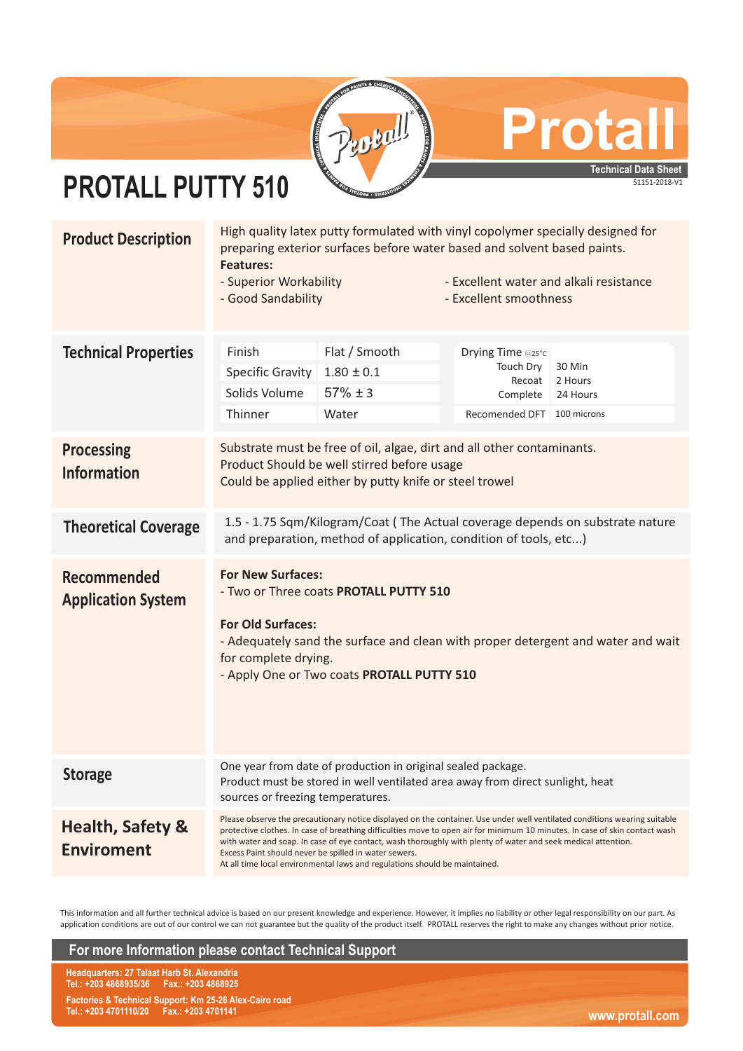Protall

Technical Data Sheet

51151-2018-V1

# PROTALL PUTTY 510

## Product Description

High quality latex putty formulated with vinyl copolymer specially designed for preparing exterior surfaces before water based and solvent based paints.

**Features:**

- Superior Workability
- Good Sandability
- Excellent water and alkali resistance
- Excellent smoothness

## Technical Properties

| | | | |
|---|---|---|---|
| Finish | Flat / Smooth | Drying Time @25°c | |
| Specific Gravity | 1.80 ± 0.1 | Touch Dry | 30 Min |
| Solids Volume | 57% ± 3 | Recoat | 2 Hours |
| | | Complete | 24 Hours |
| Thinner | Water | Recomended DFT | 100 microns |

## Processing Information

Substrate must be free of oil, algae, dirt and all other contaminants.
Product Should be well stirred before usage
Could be applied either by putty knife or steel trowel

## Theoretical Coverage

1.5 - 1.75 Sqm/Kilogram/Coat ( The Actual coverage depends on substrate nature and preparation, method of application, condition of tools, etc...)

## Recommended Application System

**For New Surfaces:**

- Two or Three coats **PROTALL PUTTY 510**

**For Old Surfaces:**

- Adequately sand the surface and clean with proper detergent and water and wait for complete drying.
- Apply One or Two coats **PROTALL PUTTY 510**

## Storage

One year from date of production in original sealed package.
Product must be stored in well ventilated area away from direct sunlight, heat sources or freezing temperatures.

## Health, Safety & Enviroment

Please observe the precautionary notice displayed on the container. Use under well ventilated conditions wearing suitable protective clothes. In case of breathing difficulties move to open air for minimum 10 minutes. In case of skin contact wash with water and soap. In case of eye contact, wash thoroughly with plenty of water and seek medical attention.
Excess Paint should never be spilled in water sewers.
At all time local environmental laws and regulations should be maintained.

This information and all further technical advice is based on our present knowledge and experience. However, it implies no liability or other legal responsibility on our part. As application conditions are out of our control we can not guarantee but the quality of the product itself. PROTALL reserves the right to make any changes without prior notice.

**For more Information please contact Technical Support**

**Headquarters: 27 Talaat Harb St. Alexandria**
**Tel.: +203 4868935/36 Fax.: +203 4868925**

**Factories & Technical Support: Km 25-26 Alex-Cairo road**
**Tel.: +203 4701110/20 Fax.: +203 4701141**

**www.protall.com**